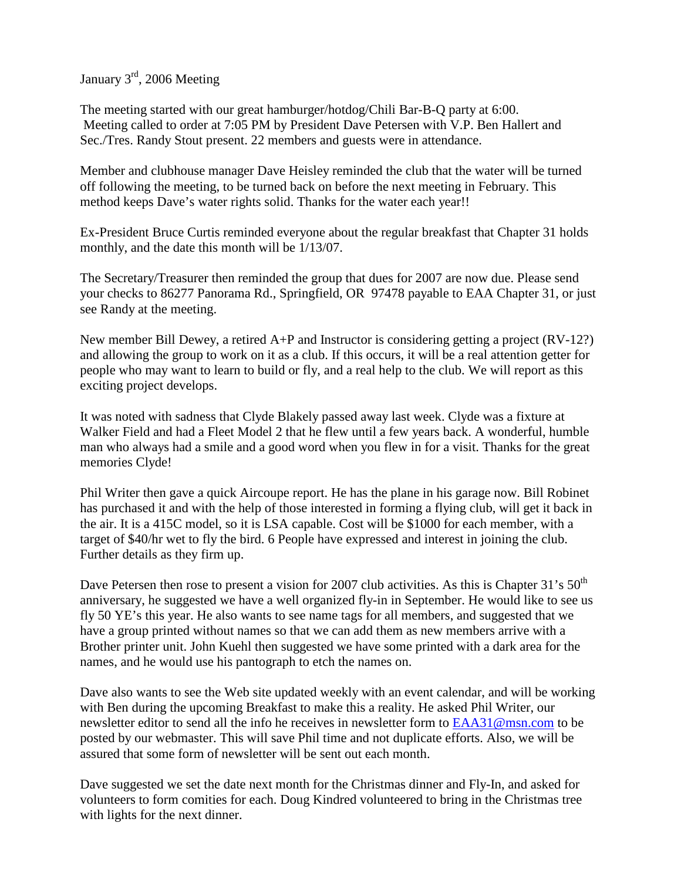January 3rd, 2006 Meeting

The meeting started with our great hamburger/hotdog/Chili Bar-B-Q party at 6:00. Meeting called to order at 7:05 PM by President Dave Petersen with V.P. Ben Hallert and Sec./Tres. Randy Stout present. 22 members and guests were in attendance.

Member and clubhouse manager Dave Heisley reminded the club that the water will be turned off following the meeting, to be turned back on before the next meeting in February. This method keeps Dave's water rights solid. Thanks for the water each year!!

Ex-President Bruce Curtis reminded everyone about the regular breakfast that Chapter 31 holds monthly, and the date this month will be 1/13/07.

The Secretary/Treasurer then reminded the group that dues for 2007 are now due. Please send your checks to 86277 Panorama Rd., Springfield, OR 97478 payable to EAA Chapter 31, or just see Randy at the meeting.

New member Bill Dewey, a retired A+P and Instructor is considering getting a project (RV-12?) and allowing the group to work on it as a club. If this occurs, it will be a real attention getter for people who may want to learn to build or fly, and a real help to the club. We will report as this exciting project develops.

It was noted with sadness that Clyde Blakely passed away last week. Clyde was a fixture at Walker Field and had a Fleet Model 2 that he flew until a few years back. A wonderful, humble man who always had a smile and a good word when you flew in for a visit. Thanks for the great memories Clyde!

Phil Writer then gave a quick Aircoupe report. He has the plane in his garage now. Bill Robinet has purchased it and with the help of those interested in forming a flying club, will get it back in the air. It is a 415C model, so it is LSA capable. Cost will be $1000 for each member, with a target of $40/hr wet to fly the bird. 6 People have expressed and interest in joining the club. Further details as they firm up.

Dave Petersen then rose to present a vision for 2007 club activities. As this is Chapter 31's 50th anniversary, he suggested we have a well organized fly-in in September. He would like to see us fly 50 YE's this year. He also wants to see name tags for all members, and suggested that we have a group printed without names so that we can add them as new members arrive with a Brother printer unit. John Kuehl then suggested we have some printed with a dark area for the names, and he would use his pantograph to etch the names on.

Dave also wants to see the Web site updated weekly with an event calendar, and will be working with Ben during the upcoming Breakfast to make this a reality. He asked Phil Writer, our newsletter editor to send all the info he receives in newsletter form to EAA31@msn.com to be posted by our webmaster. This will save Phil time and not duplicate efforts. Also, we will be assured that some form of newsletter will be sent out each month.

Dave suggested we set the date next month for the Christmas dinner and Fly-In, and asked for volunteers to form comities for each. Doug Kindred volunteered to bring in the Christmas tree with lights for the next dinner.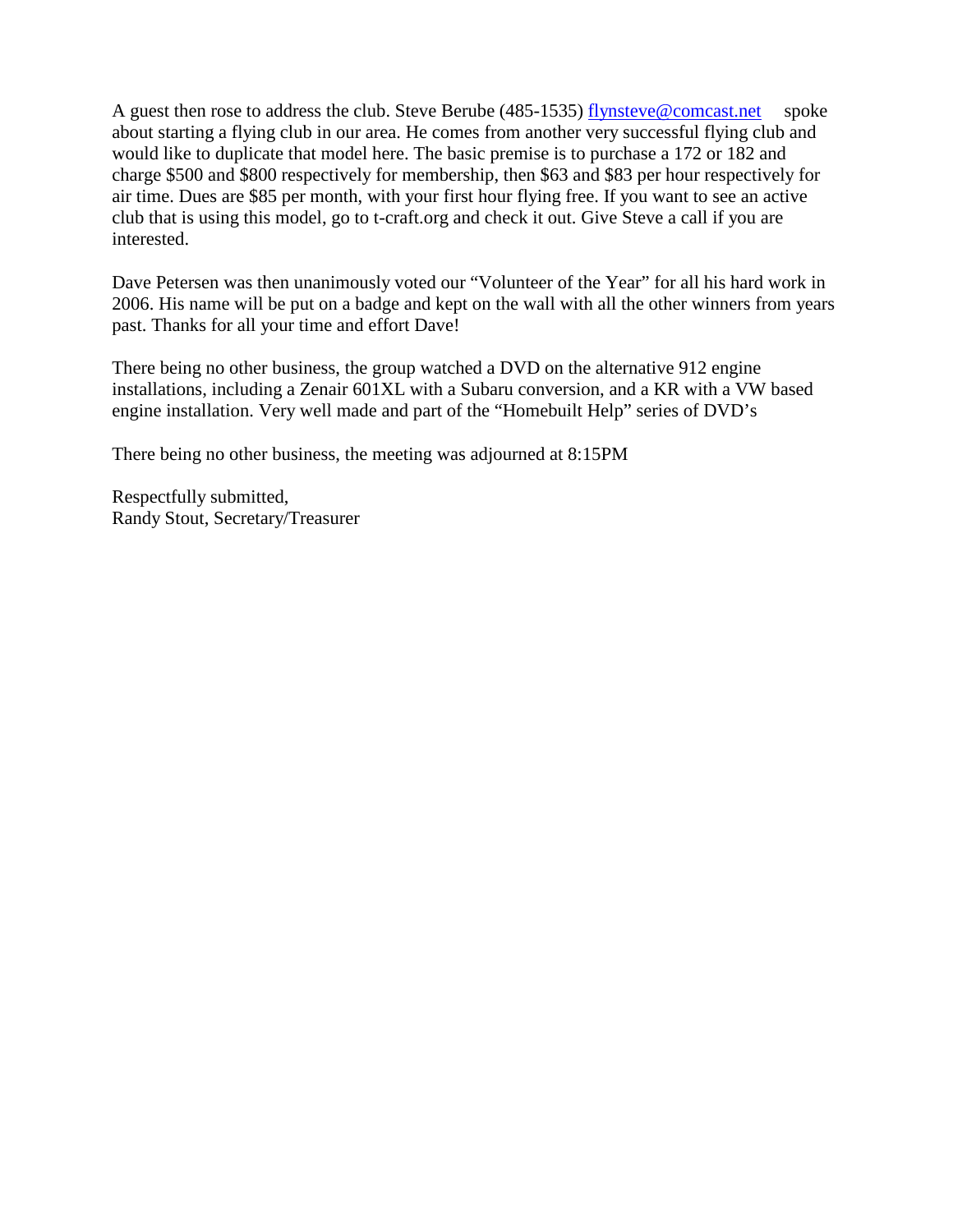A guest then rose to address the club. Steve Berube (485-1535) flynsteve@comcast.net spoke about starting a flying club in our area. He comes from another very successful flying club and would like to duplicate that model here. The basic premise is to purchase a 172 or 182 and charge $500 and $800 respectively for membership, then $63 and $83 per hour respectively for air time. Dues are $85 per month, with your first hour flying free. If you want to see an active club that is using this model, go to t-craft.org and check it out. Give Steve a call if you are interested.

Dave Petersen was then unanimously voted our "Volunteer of the Year" for all his hard work in 2006. His name will be put on a badge and kept on the wall with all the other winners from years past. Thanks for all your time and effort Dave!

There being no other business, the group watched a DVD on the alternative 912 engine installations, including a Zenair 601XL with a Subaru conversion, and a KR with a VW based engine installation. Very well made and part of the "Homebuilt Help" series of DVD's

There being no other business, the meeting was adjourned at 8:15PM

Respectfully submitted,
Randy Stout, Secretary/Treasurer